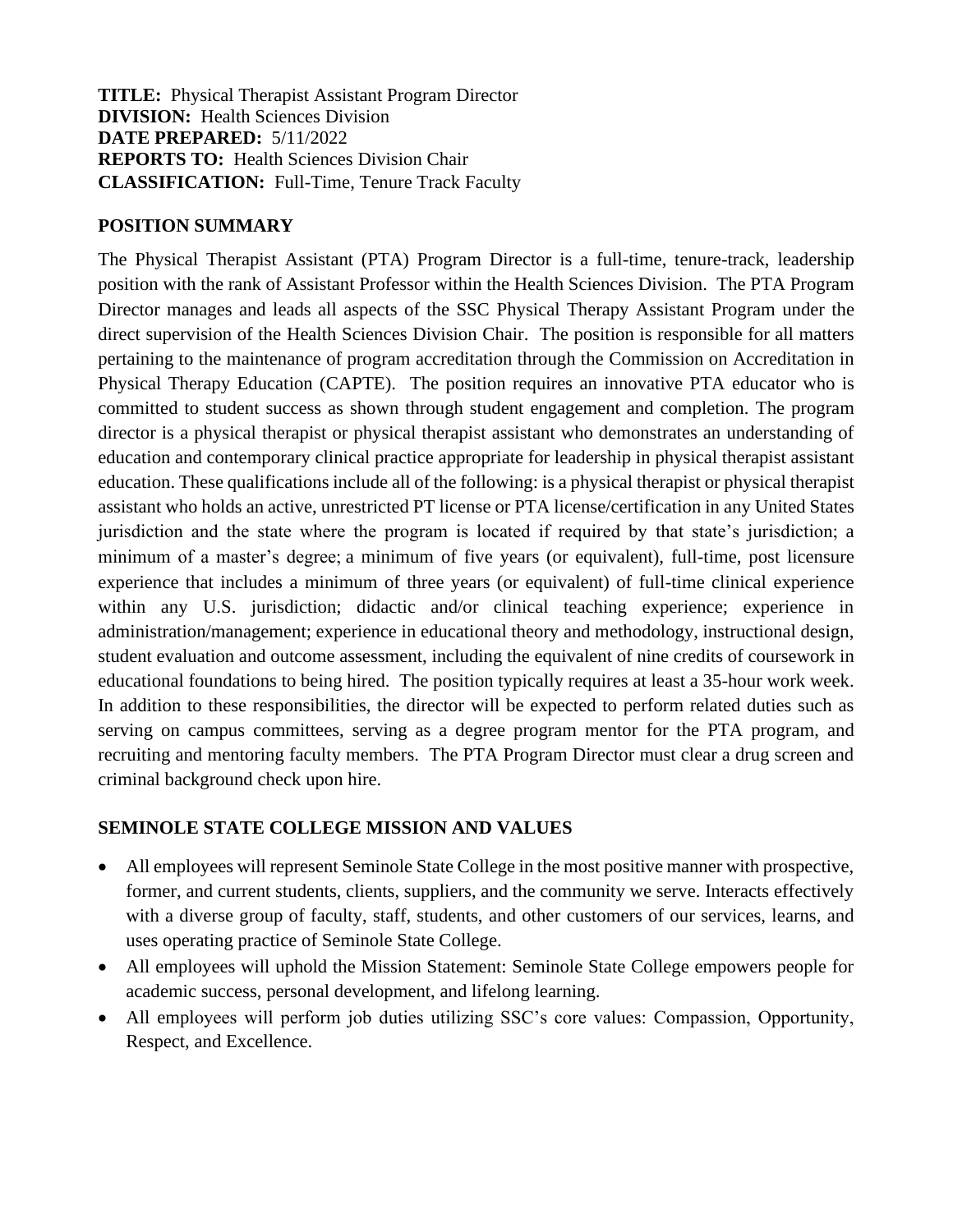**TITLE:** Physical Therapist Assistant Program Director
**DIVISION:** Health Sciences Division
**DATE PREPARED:** 5/11/2022
**REPORTS TO:** Health Sciences Division Chair
**CLASSIFICATION:** Full-Time, Tenure Track Faculty

## POSITION SUMMARY

The Physical Therapist Assistant (PTA) Program Director is a full-time, tenure-track, leadership position with the rank of Assistant Professor within the Health Sciences Division. The PTA Program Director manages and leads all aspects of the SSC Physical Therapy Assistant Program under the direct supervision of the Health Sciences Division Chair. The position is responsible for all matters pertaining to the maintenance of program accreditation through the Commission on Accreditation in Physical Therapy Education (CAPTE). The position requires an innovative PTA educator who is committed to student success as shown through student engagement and completion. The program director is a physical therapist or physical therapist assistant who demonstrates an understanding of education and contemporary clinical practice appropriate for leadership in physical therapist assistant education. These qualifications include all of the following: is a physical therapist or physical therapist assistant who holds an active, unrestricted PT license or PTA license/certification in any United States jurisdiction and the state where the program is located if required by that state's jurisdiction; a minimum of a master's degree; a minimum of five years (or equivalent), full-time, post licensure experience that includes a minimum of three years (or equivalent) of full-time clinical experience within any U.S. jurisdiction; didactic and/or clinical teaching experience; experience in administration/management; experience in educational theory and methodology, instructional design, student evaluation and outcome assessment, including the equivalent of nine credits of coursework in educational foundations to being hired. The position typically requires at least a 35-hour work week. In addition to these responsibilities, the director will be expected to perform related duties such as serving on campus committees, serving as a degree program mentor for the PTA program, and recruiting and mentoring faculty members. The PTA Program Director must clear a drug screen and criminal background check upon hire.

## SEMINOLE STATE COLLEGE MISSION AND VALUES

- All employees will represent Seminole State College in the most positive manner with prospective, former, and current students, clients, suppliers, and the community we serve. Interacts effectively with a diverse group of faculty, staff, students, and other customers of our services, learns, and uses operating practice of Seminole State College.
- All employees will uphold the Mission Statement: Seminole State College empowers people for academic success, personal development, and lifelong learning.
- All employees will perform job duties utilizing SSC's core values: Compassion, Opportunity, Respect, and Excellence.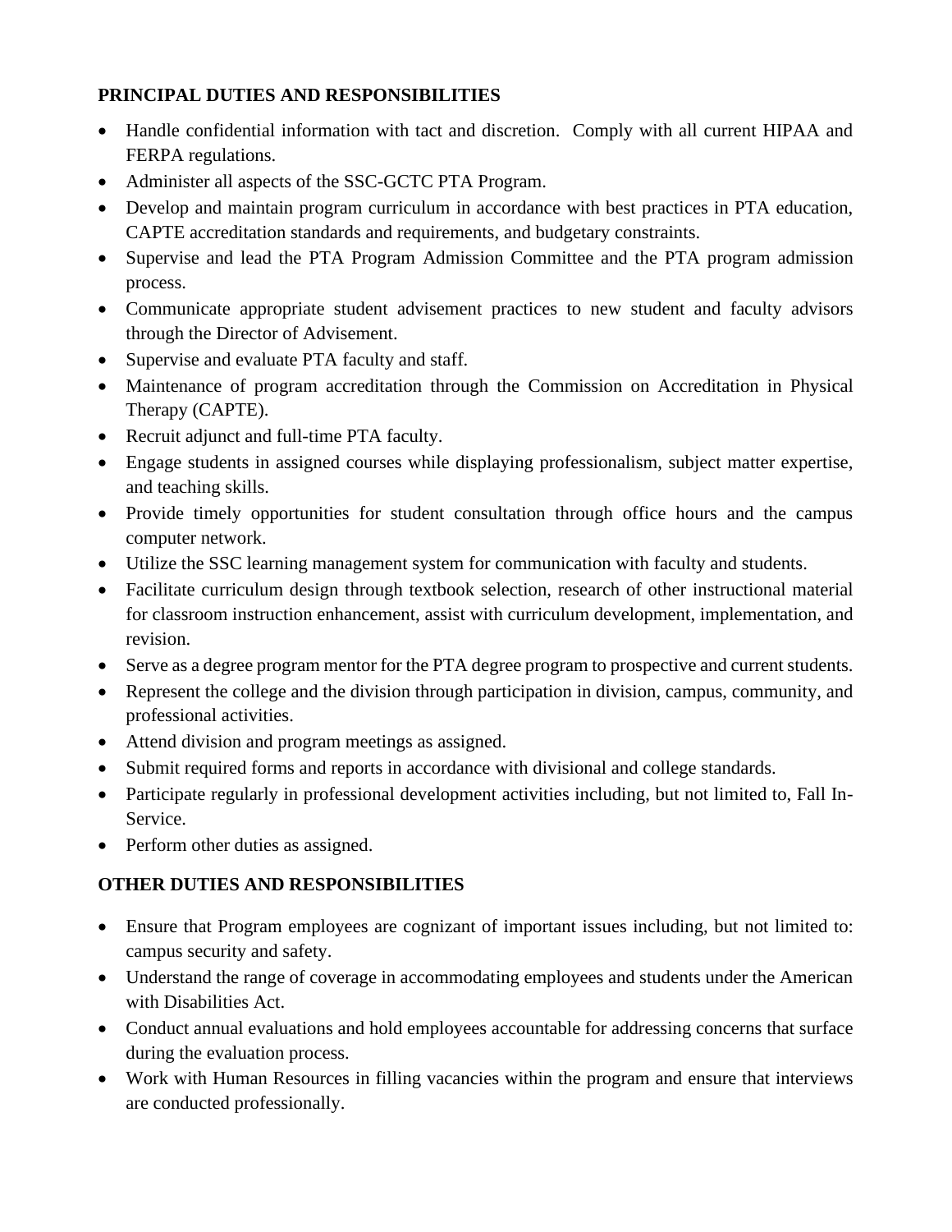**PRINCIPAL DUTIES AND RESPONSIBILITIES**

- Handle confidential information with tact and discretion. Comply with all current HIPAA and FERPA regulations.
- Administer all aspects of the SSC-GCTC PTA Program.
- Develop and maintain program curriculum in accordance with best practices in PTA education, CAPTE accreditation standards and requirements, and budgetary constraints.
- Supervise and lead the PTA Program Admission Committee and the PTA program admission process.
- Communicate appropriate student advisement practices to new student and faculty advisors through the Director of Advisement.
- Supervise and evaluate PTA faculty and staff.
- Maintenance of program accreditation through the Commission on Accreditation in Physical Therapy (CAPTE).
- Recruit adjunct and full-time PTA faculty.
- Engage students in assigned courses while displaying professionalism, subject matter expertise, and teaching skills.
- Provide timely opportunities for student consultation through office hours and the campus computer network.
- Utilize the SSC learning management system for communication with faculty and students.
- Facilitate curriculum design through textbook selection, research of other instructional material for classroom instruction enhancement, assist with curriculum development, implementation, and revision.
- Serve as a degree program mentor for the PTA degree program to prospective and current students.
- Represent the college and the division through participation in division, campus, community, and professional activities.
- Attend division and program meetings as assigned.
- Submit required forms and reports in accordance with divisional and college standards.
- Participate regularly in professional development activities including, but not limited to, Fall In-Service.
- Perform other duties as assigned.

**OTHER DUTIES AND RESPONSIBILITIES**

- Ensure that Program employees are cognizant of important issues including, but not limited to: campus security and safety.
- Understand the range of coverage in accommodating employees and students under the American with Disabilities Act.
- Conduct annual evaluations and hold employees accountable for addressing concerns that surface during the evaluation process.
- Work with Human Resources in filling vacancies within the program and ensure that interviews are conducted professionally.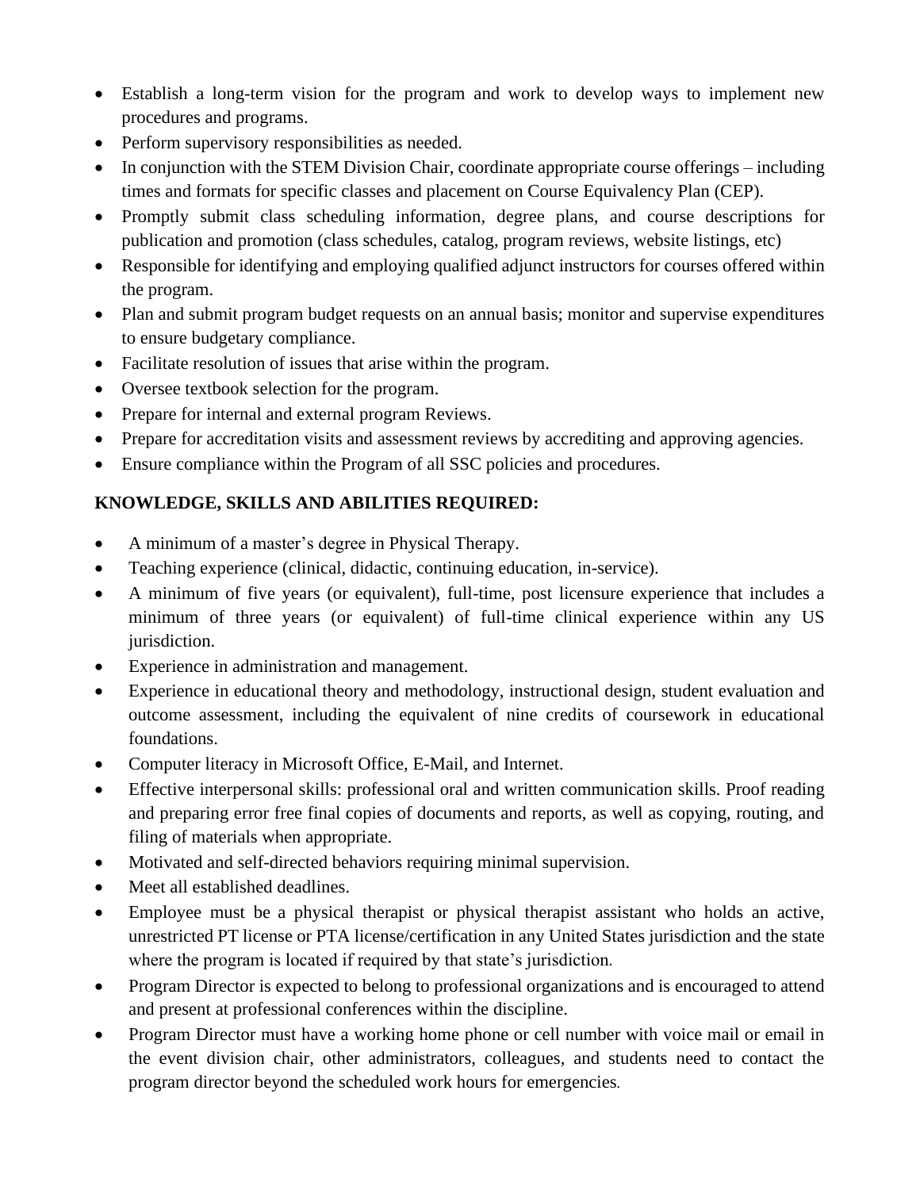- Establish a long-term vision for the program and work to develop ways to implement new procedures and programs.
- Perform supervisory responsibilities as needed.
- In conjunction with the STEM Division Chair, coordinate appropriate course offerings – including times and formats for specific classes and placement on Course Equivalency Plan (CEP).
- Promptly submit class scheduling information, degree plans, and course descriptions for publication and promotion (class schedules, catalog, program reviews, website listings, etc)
- Responsible for identifying and employing qualified adjunct instructors for courses offered within the program.
- Plan and submit program budget requests on an annual basis; monitor and supervise expenditures to ensure budgetary compliance.
- Facilitate resolution of issues that arise within the program.
- Oversee textbook selection for the program.
- Prepare for internal and external program Reviews.
- Prepare for accreditation visits and assessment reviews by accrediting and approving agencies.
- Ensure compliance within the Program of all SSC policies and procedures.

**KNOWLEDGE, SKILLS AND ABILITIES REQUIRED:**

- A minimum of a master's degree in Physical Therapy.
- Teaching experience (clinical, didactic, continuing education, in-service).
- A minimum of five years (or equivalent), full-time, post licensure experience that includes a minimum of three years (or equivalent) of full-time clinical experience within any US jurisdiction.
- Experience in administration and management.
- Experience in educational theory and methodology, instructional design, student evaluation and outcome assessment, including the equivalent of nine credits of coursework in educational foundations.
- Computer literacy in Microsoft Office, E-Mail, and Internet.
- Effective interpersonal skills: professional oral and written communication skills. Proof reading and preparing error free final copies of documents and reports, as well as copying, routing, and filing of materials when appropriate.
- Motivated and self-directed behaviors requiring minimal supervision.
- Meet all established deadlines.
- Employee must be a physical therapist or physical therapist assistant who holds an active, unrestricted PT license or PTA license/certification in any United States jurisdiction and the state where the program is located if required by that state's jurisdiction.
- Program Director is expected to belong to professional organizations and is encouraged to attend and present at professional conferences within the discipline.
- Program Director must have a working home phone or cell number with voice mail or email in the event division chair, other administrators, colleagues, and students need to contact the program director beyond the scheduled work hours for emergencies.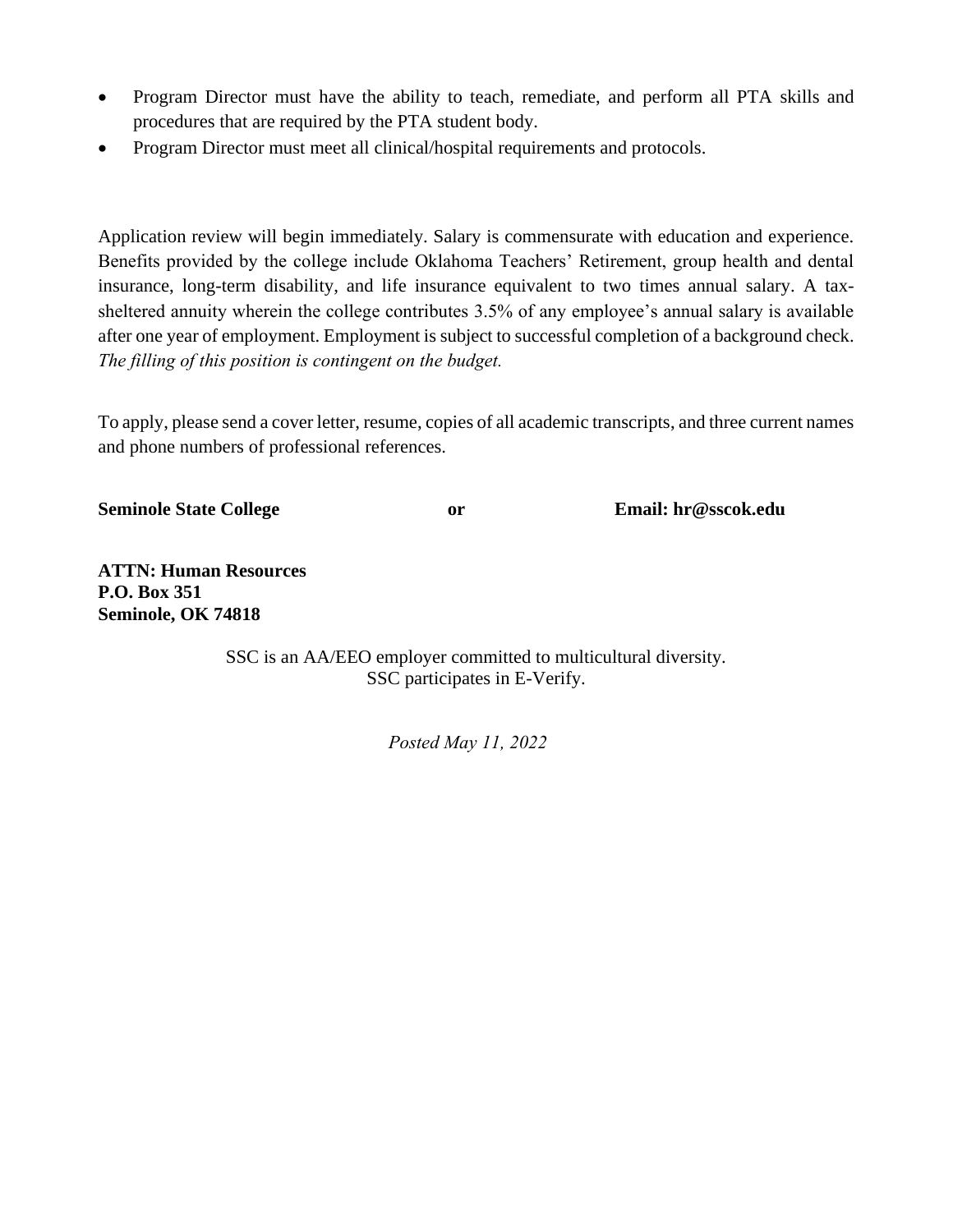- Program Director must have the ability to teach, remediate, and perform all PTA skills and procedures that are required by the PTA student body.
- Program Director must meet all clinical/hospital requirements and protocols.

Application review will begin immediately. Salary is commensurate with education and experience. Benefits provided by the college include Oklahoma Teachers' Retirement, group health and dental insurance, long-term disability, and life insurance equivalent to two times annual salary. A tax-sheltered annuity wherein the college contributes 3.5% of any employee's annual salary is available after one year of employment. Employment is subject to successful completion of a background check. *The filling of this position is contingent on the budget.*

To apply, please send a cover letter, resume, copies of all academic transcripts, and three current names and phone numbers of professional references.

**Seminole State College** **or** **Email: hr@sscok.edu**

**ATTN: Human Resources**
**P.O. Box 351**
**Seminole, OK 74818**

SSC is an AA/EEO employer committed to multicultural diversity.
SSC participates in E-Verify.

*Posted May 11, 2022*